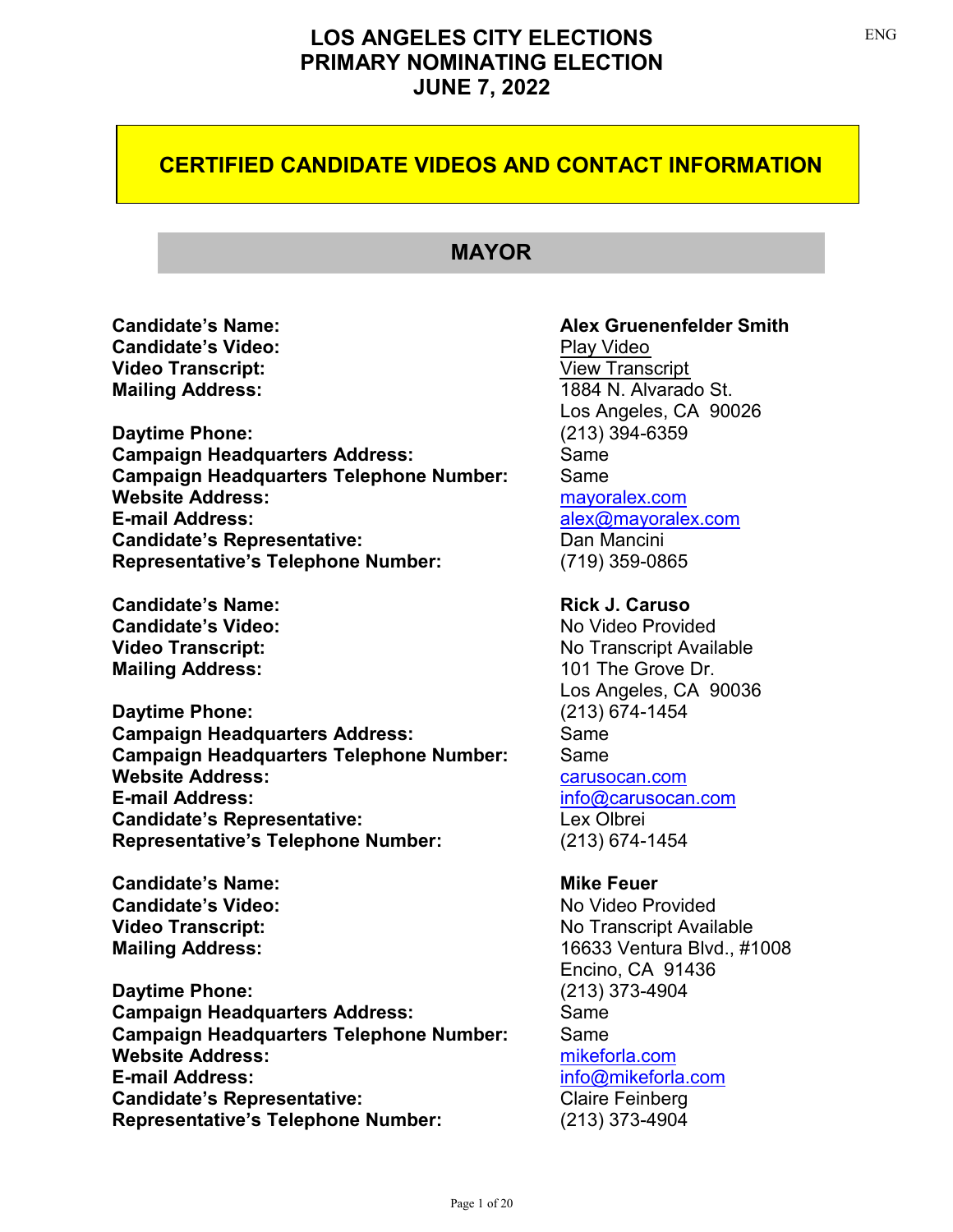ENG

# LOS ANGELES CITY ELECTIONS
# PRIMARY NOMINATING ELECTION
# JUNE 7, 2022

## CERTIFIED CANDIDATE VIDEOS AND CONTACT INFORMATION

## MAYOR

| | |
|---|---|
| **Candidate's Name:** | **Alex Gruenenfelder Smith** |
| **Candidate's Video:** | Play Video |
| **Video Transcript:** | View Transcript |
| **Mailing Address:** | 1884 N. Alvarado St.<br>Los Angeles, CA 90026 |
| **Daytime Phone:** | (213) 394-6359 |
| **Campaign Headquarters Address:** | Same |
| **Campaign Headquarters Telephone Number:** | Same |
| **Website Address:** | mayoralex.com |
| **E-mail Address:** | alex@mayoralex.com |
| **Candidate's Representative:** | Dan Mancini |
| **Representative's Telephone Number:** | (719) 359-0865 |

| | |
|---|---|
| **Candidate's Name:** | **Rick J. Caruso** |
| **Candidate's Video:** | No Video Provided |
| **Video Transcript:** | No Transcript Available |
| **Mailing Address:** | 101 The Grove Dr.<br>Los Angeles, CA 90036 |
| **Daytime Phone:** | (213) 674-1454 |
| **Campaign Headquarters Address:** | Same |
| **Campaign Headquarters Telephone Number:** | Same |
| **Website Address:** | carusocan.com |
| **E-mail Address:** | info@carusocan.com |
| **Candidate's Representative:** | Lex Olbrei |
| **Representative's Telephone Number:** | (213) 674-1454 |

| | |
|---|---|
| **Candidate's Name:** | **Mike Feuer** |
| **Candidate's Video:** | No Video Provided |
| **Video Transcript:** | No Transcript Available |
| **Mailing Address:** | 16633 Ventura Blvd., #1008<br>Encino, CA 91436 |
| **Daytime Phone:** | (213) 373-4904 |
| **Campaign Headquarters Address:** | Same |
| **Campaign Headquarters Telephone Number:** | Same |
| **Website Address:** | mikeforla.com |
| **E-mail Address:** | info@mikeforla.com |
| **Candidate's Representative:** | Claire Feinberg |
| **Representative's Telephone Number:** | (213) 373-4904 |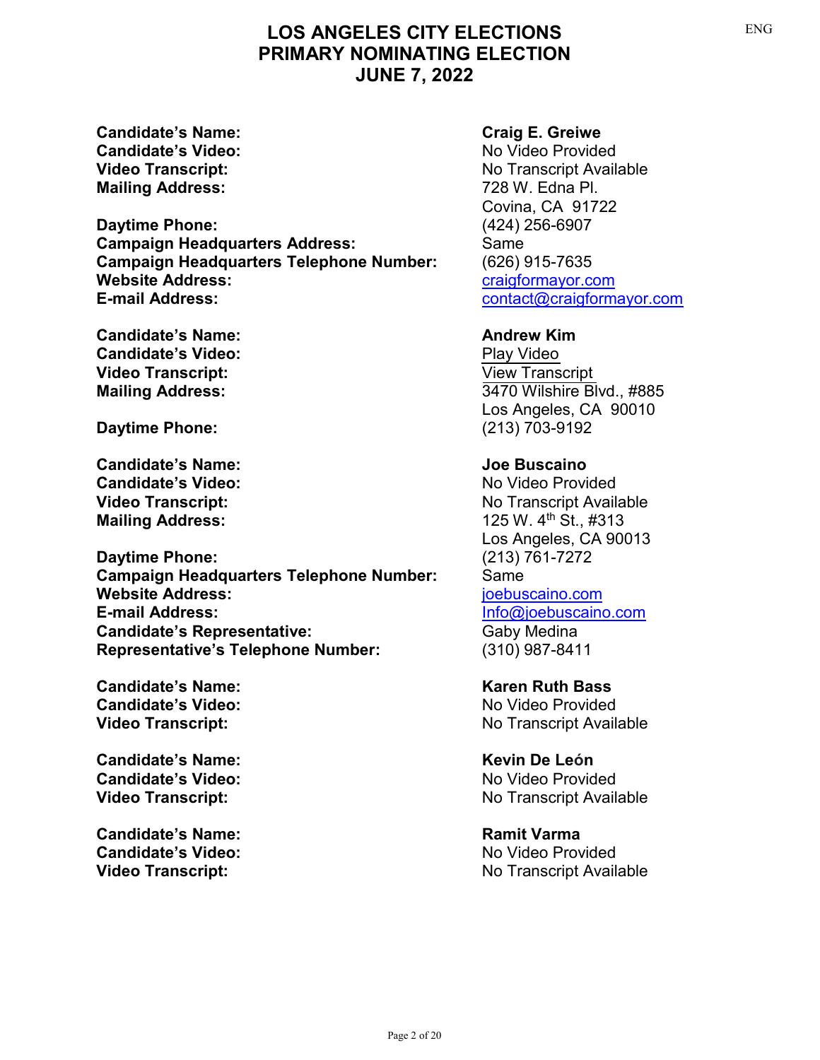# LOS ANGELES CITY ELECTIONS
# PRIMARY NOMINATING ELECTION
# JUNE 7, 2022

| | |
|---|---|
| **Candidate's Name:** | **Craig E. Greiwe** |
| **Candidate's Video:** | No Video Provided |
| **Video Transcript:** | No Transcript Available |
| **Mailing Address:** | 728 W. Edna Pl.<br>Covina, CA 91722 |
| **Daytime Phone:** | (424) 256-6907 |
| **Campaign Headquarters Address:** | Same |
| **Campaign Headquarters Telephone Number:** | (626) 915-7635 |
| **Website Address:** | craigformayor.com |
| **E-mail Address:** | contact@craigformayor.com |

| | |
|---|---|
| **Candidate's Name:** | **Andrew Kim** |
| **Candidate's Video:** | Play Video |
| **Video Transcript:** | View Transcript |
| **Mailing Address:** | 3470 Wilshire Blvd., #885<br>Los Angeles, CA 90010 |
| **Daytime Phone:** | (213) 703-9192 |

| | |
|---|---|
| **Candidate's Name:** | **Joe Buscaino** |
| **Candidate's Video:** | No Video Provided |
| **Video Transcript:** | No Transcript Available |
| **Mailing Address:** | 125 W. 4th St., #313<br>Los Angeles, CA 90013 |
| **Daytime Phone:** | (213) 761-7272 |
| **Campaign Headquarters Telephone Number:** | Same |
| **Website Address:** | joebuscaino.com |
| **E-mail Address:** | Info@joebuscaino.com |
| **Candidate's Representative:** | Gaby Medina |
| **Representative's Telephone Number:** | (310) 987-8411 |

| | |
|---|---|
| **Candidate's Name:** | **Karen Ruth Bass** |
| **Candidate's Video:** | No Video Provided |
| **Video Transcript:** | No Transcript Available |

| | |
|---|---|
| **Candidate's Name:** | **Kevin De León** |
| **Candidate's Video:** | No Video Provided |
| **Video Transcript:** | No Transcript Available |

| | |
|---|---|
| **Candidate's Name:** | **Ramit Varma** |
| **Candidate's Video:** | No Video Provided |
| **Video Transcript:** | No Transcript Available |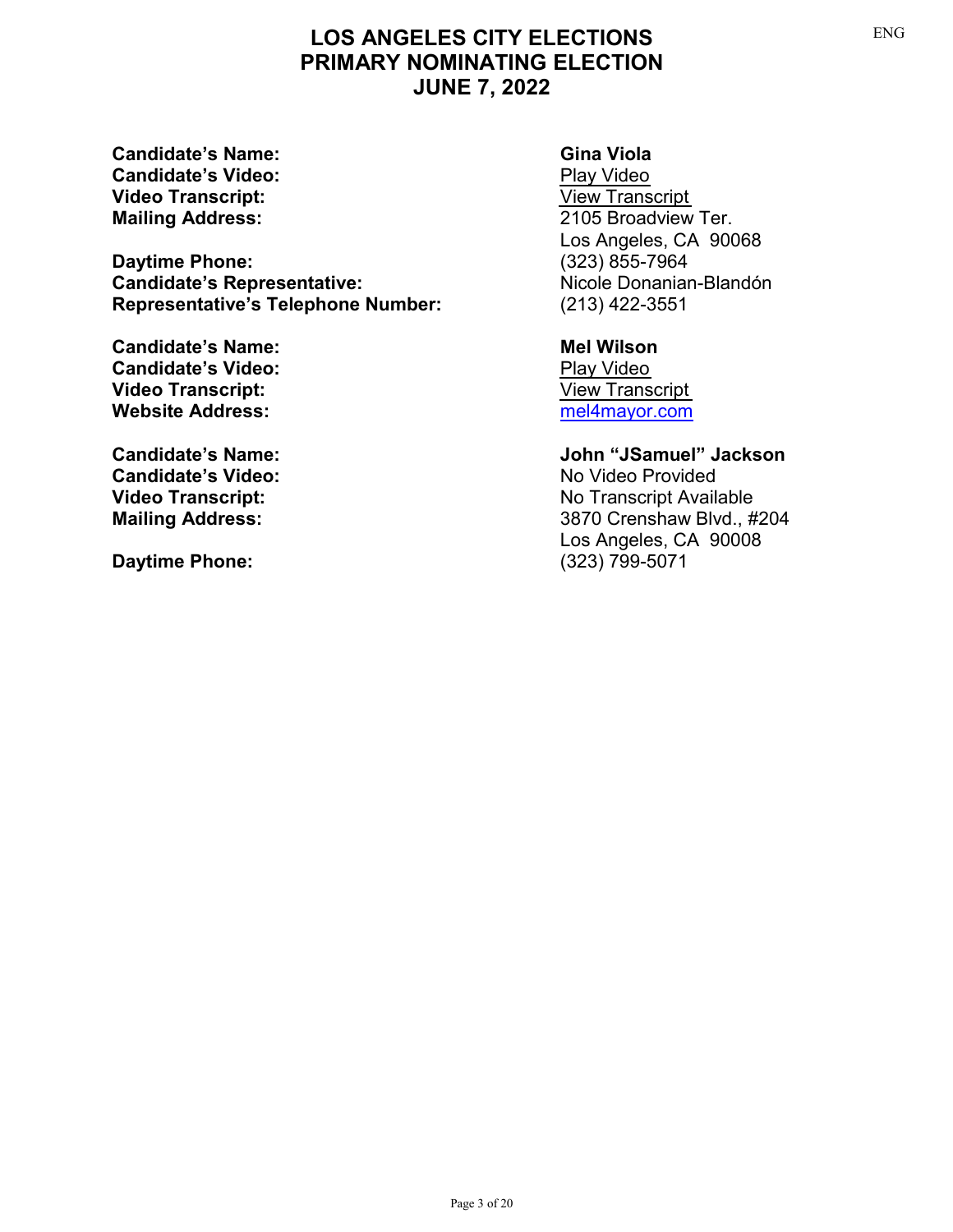# LOS ANGELES CITY ELECTIONS
# PRIMARY NOMINATING ELECTION
# JUNE 7, 2022

**Candidate's Name:** **Gina Viola**
**Candidate's Video:** Play Video
**Video Transcript:** View Transcript
**Mailing Address:** 2105 Broadview Ter.
Los Angeles, CA 90068
**Daytime Phone:** (323) 855-7964
**Candidate's Representative:** Nicole Donanian-Blandón
**Representative's Telephone Number:** (213) 422-3551

**Candidate's Name:** **Mel Wilson**
**Candidate's Video:** Play Video
**Video Transcript:** View Transcript
**Website Address:** mel4mayor.com

**Candidate's Name:** **John "JSamuel" Jackson**
**Candidate's Video:** No Video Provided
**Video Transcript:** No Transcript Available
**Mailing Address:** 3870 Crenshaw Blvd., #204
Los Angeles, CA 90008
**Daytime Phone:** (323) 799-5071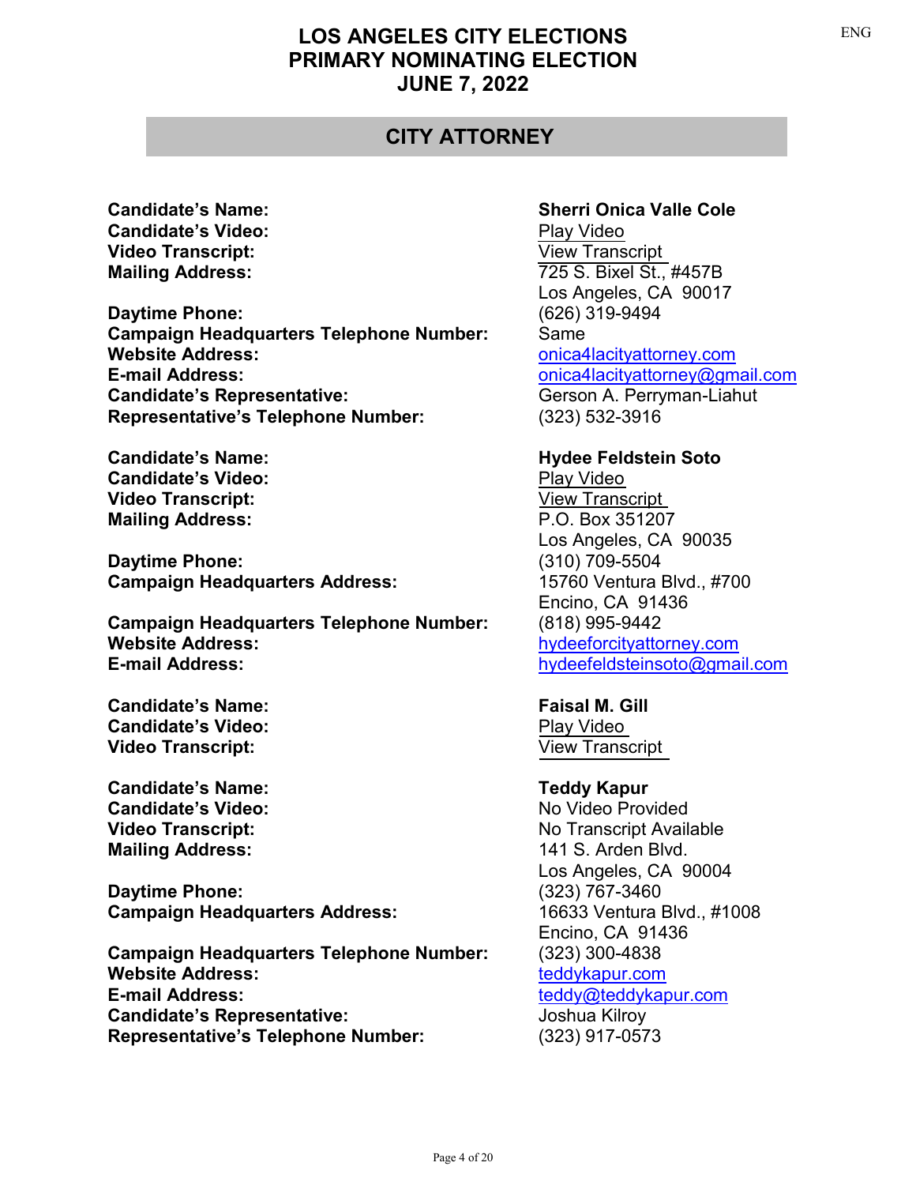# LOS ANGELES CITY ELECTIONS
# PRIMARY NOMINATING ELECTION
# JUNE 7, 2022

## CITY ATTORNEY

**Candidate's Name:** **Sherri Onica Valle Cole**
**Candidate's Video:** Play Video
**Video Transcript:** View Transcript
**Mailing Address:** 725 S. Bixel St., #457B
Los Angeles, CA 90017

**Daytime Phone:** (626) 319-9494
**Campaign Headquarters Telephone Number:** Same
**Website Address:** onica4lacityattorney.com
**E-mail Address:** onica4lacityattorney@gmail.com
**Candidate's Representative:** Gerson A. Perryman-Liahut
**Representative's Telephone Number:** (323) 532-3916

**Candidate's Name:** **Hydee Feldstein Soto**
**Candidate's Video:** Play Video
**Video Transcript:** View Transcript
**Mailing Address:** P.O. Box 351207
Los Angeles, CA 90035

**Daytime Phone:** (310) 709-5504
**Campaign Headquarters Address:** 15760 Ventura Blvd., #700
Encino, CA 91436

**Campaign Headquarters Telephone Number:** (818) 995-9442
**Website Address:** hydeeforcityattorney.com
**E-mail Address:** hydeefeldsteinsoto@gmail.com

**Candidate's Name:** **Faisal M. Gill**
**Candidate's Video:** Play Video
**Video Transcript:** View Transcript

**Candidate's Name:** **Teddy Kapur**
**Candidate's Video:** No Video Provided
**Video Transcript:** No Transcript Available
**Mailing Address:** 141 S. Arden Blvd.
Los Angeles, CA 90004

**Daytime Phone:** (323) 767-3460
**Campaign Headquarters Address:** 16633 Ventura Blvd., #1008
Encino, CA 91436

**Campaign Headquarters Telephone Number:** (323) 300-4838
**Website Address:** teddykapur.com
**E-mail Address:** teddy@teddykapur.com
**Candidate's Representative:** Joshua Kilroy
**Representative's Telephone Number:** (323) 917-0573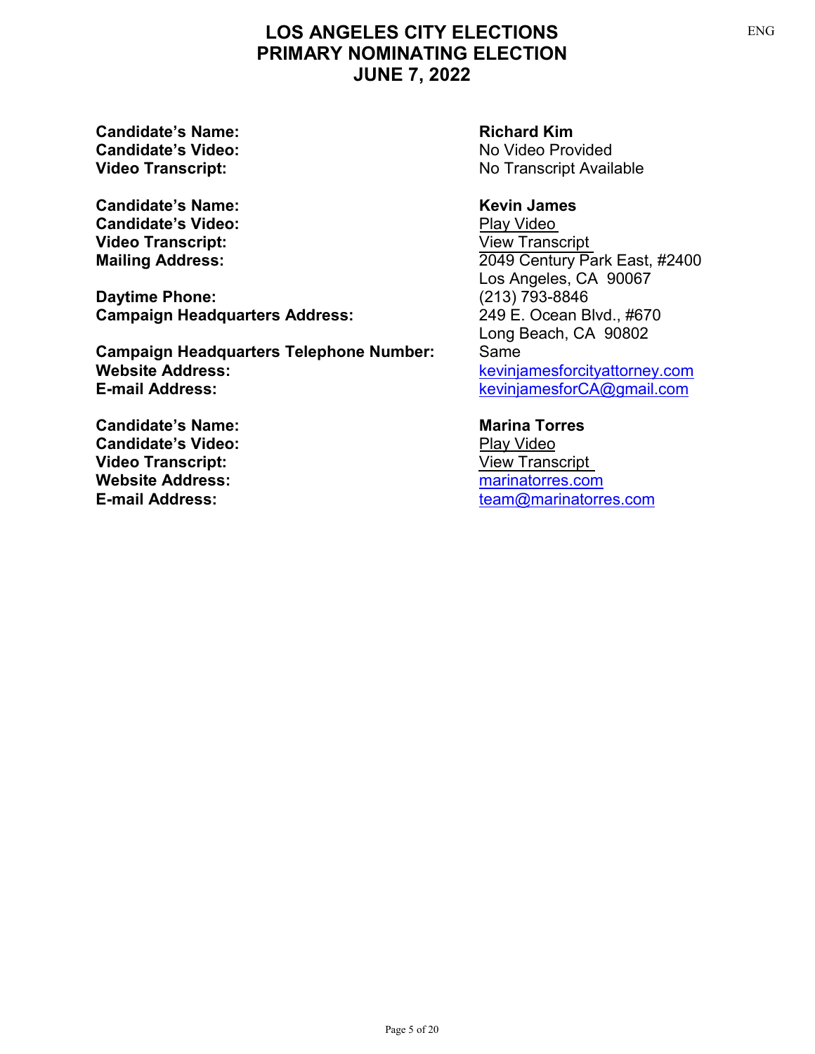# LOS ANGELES CITY ELECTIONS
# PRIMARY NOMINATING ELECTION
# JUNE 7, 2022

| | |
|---|---|
| **Candidate's Name:** | **Richard Kim** |
| **Candidate's Video:** | No Video Provided |
| **Video Transcript:** | No Transcript Available |

| | |
|---|---|
| **Candidate's Name:** | **Kevin James** |
| **Candidate's Video:** | Play Video |
| **Video Transcript:** | View Transcript |
| **Mailing Address:** | 2049 Century Park East, #2400<br>Los Angeles, CA 90067 |
| **Daytime Phone:** | (213) 793-8846 |
| **Campaign Headquarters Address:** | 249 E. Ocean Blvd., #670<br>Long Beach, CA 90802 |
| **Campaign Headquarters Telephone Number:** | Same |
| **Website Address:** | kevinjamesforcityattorney.com |
| **E-mail Address:** | kevinjamesforCA@gmail.com |

| | |
|---|---|
| **Candidate's Name:** | **Marina Torres** |
| **Candidate's Video:** | Play Video |
| **Video Transcript:** | View Transcript |
| **Website Address:** | marinatorres.com |
| **E-mail Address:** | team@marinatorres.com |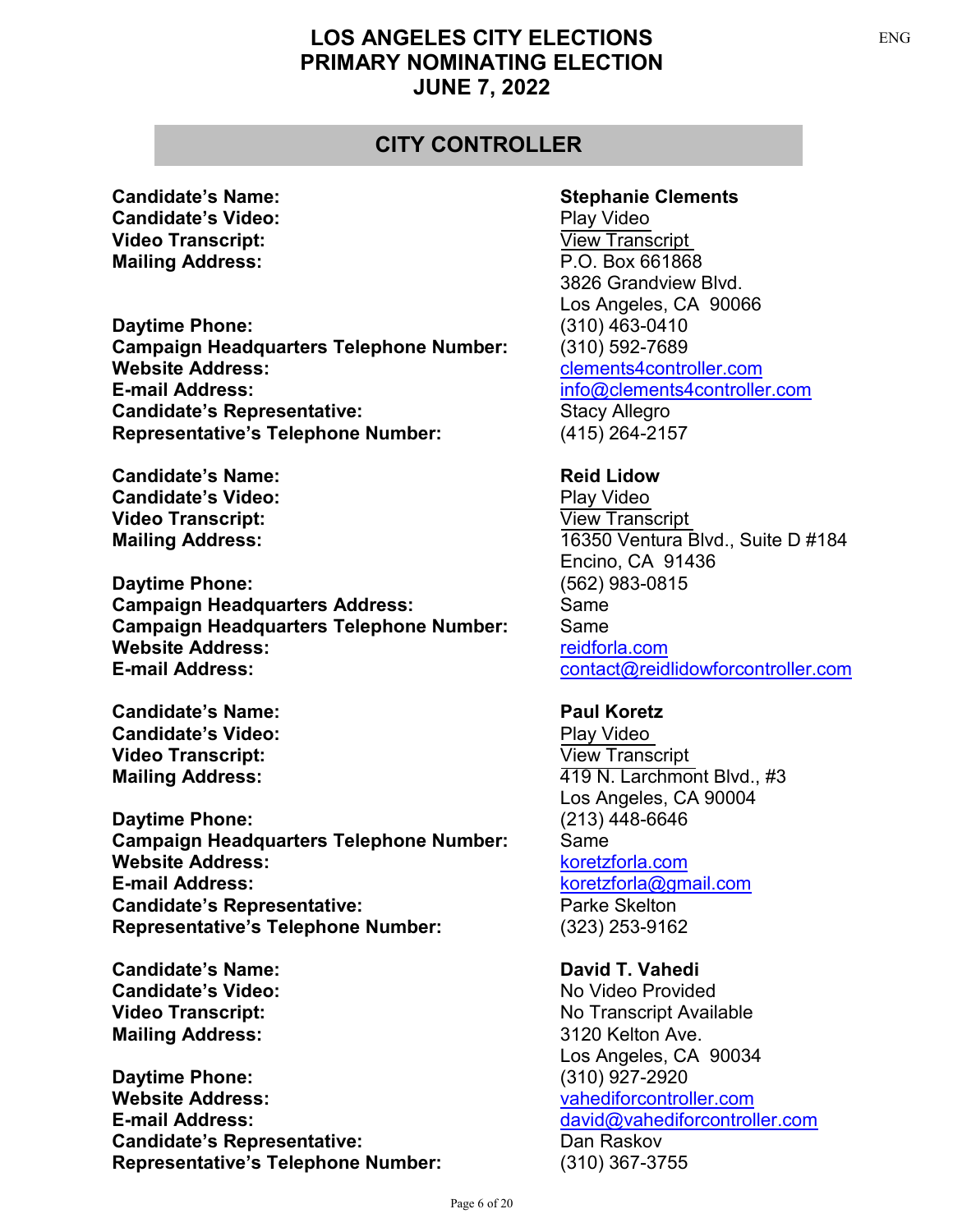# LOS ANGELES CITY ELECTIONS
# PRIMARY NOMINATING ELECTION
# JUNE 7, 2022

## CITY CONTROLLER

| | |
|---|---|
| **Candidate's Name:** | **Stephanie Clements** |
| **Candidate's Video:** | Play Video |
| **Video Transcript:** | View Transcript |
| **Mailing Address:** | P.O. Box 661868<br>3826 Grandview Blvd.<br>Los Angeles, CA 90066 |
| **Daytime Phone:** | (310) 463-0410 |
| **Campaign Headquarters Telephone Number:** | (310) 592-7689 |
| **Website Address:** | clements4controller.com |
| **E-mail Address:** | info@clements4controller.com |
| **Candidate's Representative:** | Stacy Allegro |
| **Representative's Telephone Number:** | (415) 264-2157 |

| | |
|---|---|
| **Candidate's Name:** | **Reid Lidow** |
| **Candidate's Video:** | Play Video |
| **Video Transcript:** | View Transcript |
| **Mailing Address:** | 16350 Ventura Blvd., Suite D #184<br>Encino, CA 91436 |
| **Daytime Phone:** | (562) 983-0815 |
| **Campaign Headquarters Address:** | Same |
| **Campaign Headquarters Telephone Number:** | Same |
| **Website Address:** | reidforla.com |
| **E-mail Address:** | contact@reidlidowforcontroller.com |

| | |
|---|---|
| **Candidate's Name:** | **Paul Koretz** |
| **Candidate's Video:** | Play Video |
| **Video Transcript:** | View Transcript |
| **Mailing Address:** | 419 N. Larchmont Blvd., #3<br>Los Angeles, CA 90004 |
| **Daytime Phone:** | (213) 448-6646 |
| **Campaign Headquarters Telephone Number:** | Same |
| **Website Address:** | koretzforla.com |
| **E-mail Address:** | koretzforla@gmail.com |
| **Candidate's Representative:** | Parke Skelton |
| **Representative's Telephone Number:** | (323) 253-9162 |

| | |
|---|---|
| **Candidate's Name:** | **David T. Vahedi** |
| **Candidate's Video:** | No Video Provided |
| **Video Transcript:** | No Transcript Available |
| **Mailing Address:** | 3120 Kelton Ave.<br>Los Angeles, CA 90034 |
| **Daytime Phone:** | (310) 927-2920 |
| **Website Address:** | vahediforcontroller.com |
| **E-mail Address:** | david@vahediforcontroller.com |
| **Candidate's Representative:** | Dan Raskov |
| **Representative's Telephone Number:** | (310) 367-3755 |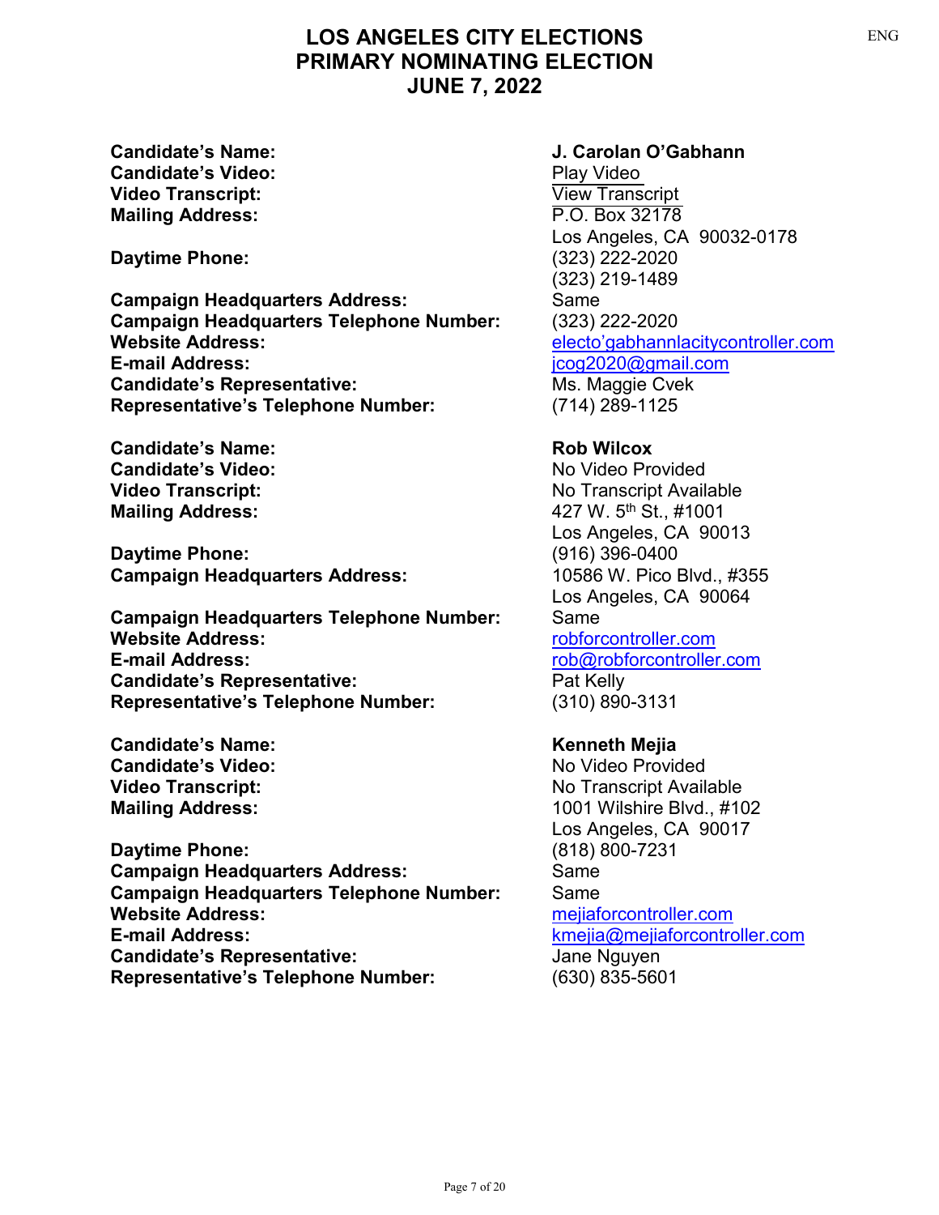# LOS ANGELES CITY ELECTIONS
# PRIMARY NOMINATING ELECTION
# JUNE 7, 2022

| | |
|---|---|
| **Candidate's Name:** | **J. Carolan O'Gabhann** |
| **Candidate's Video:** | Play Video |
| **Video Transcript:** | View Transcript |
| **Mailing Address:** | P.O. Box 32178<br>Los Angeles, CA 90032-0178 |
| **Daytime Phone:** | (323) 222-2020<br>(323) 219-1489 |
| **Campaign Headquarters Address:** | Same |
| **Campaign Headquarters Telephone Number:** | (323) 222-2020 |
| **Website Address:** | electo'gabhannlacitycontroller.com |
| **E-mail Address:** | jcog2020@gmail.com |
| **Candidate's Representative:** | Ms. Maggie Cvek |
| **Representative's Telephone Number:** | (714) 289-1125 |

| | |
|---|---|
| **Candidate's Name:** | **Rob Wilcox** |
| **Candidate's Video:** | No Video Provided |
| **Video Transcript:** | No Transcript Available |
| **Mailing Address:** | 427 W. 5th St., #1001<br>Los Angeles, CA 90013 |
| **Daytime Phone:** | (916) 396-0400 |
| **Campaign Headquarters Address:** | 10586 W. Pico Blvd., #355<br>Los Angeles, CA 90064 |
| **Campaign Headquarters Telephone Number:** | Same |
| **Website Address:** | robforcontroller.com |
| **E-mail Address:** | rob@robforcontroller.com |
| **Candidate's Representative:** | Pat Kelly |
| **Representative's Telephone Number:** | (310) 890-3131 |

| | |
|---|---|
| **Candidate's Name:** | **Kenneth Mejia** |
| **Candidate's Video:** | No Video Provided |
| **Video Transcript:** | No Transcript Available |
| **Mailing Address:** | 1001 Wilshire Blvd., #102<br>Los Angeles, CA 90017 |
| **Daytime Phone:** | (818) 800-7231 |
| **Campaign Headquarters Address:** | Same |
| **Campaign Headquarters Telephone Number:** | Same |
| **Website Address:** | mejiaforcontroller.com |
| **E-mail Address:** | kmejia@mejiaforcontroller.com |
| **Candidate's Representative:** | Jane Nguyen |
| **Representative's Telephone Number:** | (630) 835-5601 |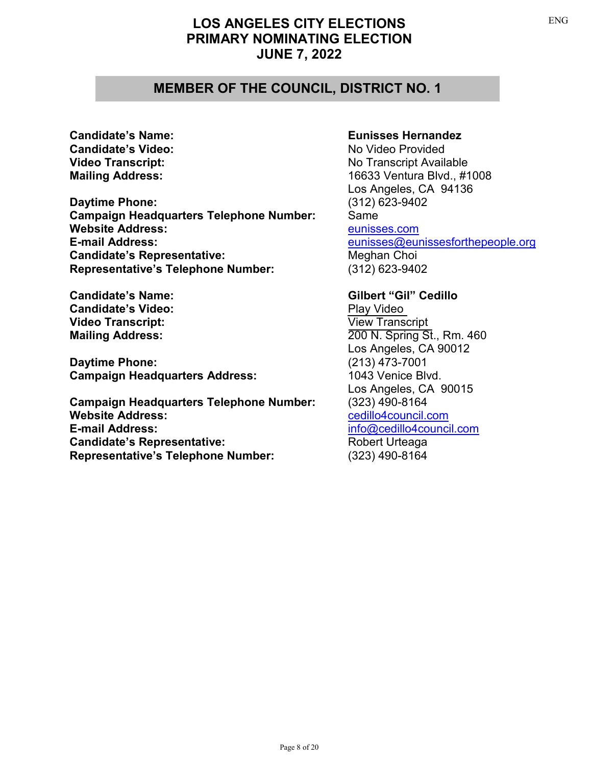# LOS ANGELES CITY ELECTIONS
# PRIMARY NOMINATING ELECTION
# JUNE 7, 2022

## MEMBER OF THE COUNCIL, DISTRICT NO. 1

| | |
|---|---|
| **Candidate's Name:** | **Eunisses Hernandez** |
| **Candidate's Video:** | No Video Provided |
| **Video Transcript:** | No Transcript Available |
| **Mailing Address:** | 16633 Ventura Blvd., #1008<br>Los Angeles, CA 94136 |
| **Daytime Phone:** | (312) 623-9402 |
| **Campaign Headquarters Telephone Number:** | Same |
| **Website Address:** | eunisses.com |
| **E-mail Address:** | eunisses@eunissesforthepeople.org |
| **Candidate's Representative:** | Meghan Choi |
| **Representative's Telephone Number:** | (312) 623-9402 |

| | |
|---|---|
| **Candidate's Name:** | **Gilbert "Gil" Cedillo** |
| **Candidate's Video:** | Play Video |
| **Video Transcript:** | View Transcript |
| **Mailing Address:** | 200 N. Spring St., Rm. 460<br>Los Angeles, CA 90012 |
| **Daytime Phone:** | (213) 473-7001 |
| **Campaign Headquarters Address:** | 1043 Venice Blvd.<br>Los Angeles, CA 90015 |
| **Campaign Headquarters Telephone Number:** | (323) 490-8164 |
| **Website Address:** | cedillo4council.com |
| **E-mail Address:** | info@cedillo4council.com |
| **Candidate's Representative:** | Robert Urteaga |
| **Representative's Telephone Number:** | (323) 490-8164 |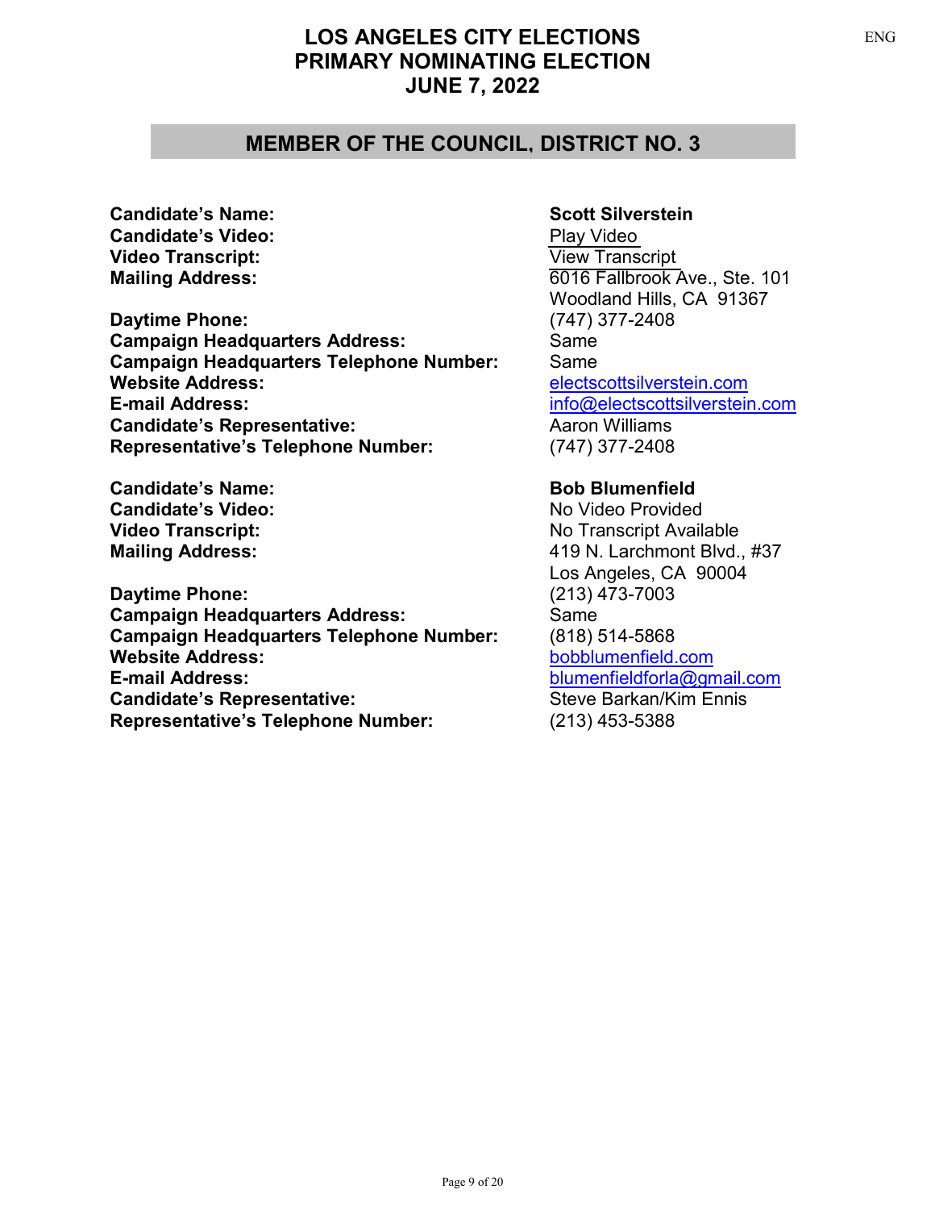# LOS ANGELES CITY ELECTIONS
# PRIMARY NOMINATING ELECTION
# JUNE 7, 2022

## MEMBER OF THE COUNCIL, DISTRICT NO. 3

| | |
|---|---|
| **Candidate's Name:** | **Scott Silverstein** |
| **Candidate's Video:** | Play Video |
| **Video Transcript:** | View Transcript |
| **Mailing Address:** | 6016 Fallbrook Ave., Ste. 101<br>Woodland Hills, CA 91367 |
| **Daytime Phone:** | (747) 377-2408 |
| **Campaign Headquarters Address:** | Same |
| **Campaign Headquarters Telephone Number:** | Same |
| **Website Address:** | electscottsilverstein.com |
| **E-mail Address:** | info@electscottsilverstein.com |
| **Candidate's Representative:** | Aaron Williams |
| **Representative's Telephone Number:** | (747) 377-2408 |

| | |
|---|---|
| **Candidate's Name:** | **Bob Blumenfield** |
| **Candidate's Video:** | No Video Provided |
| **Video Transcript:** | No Transcript Available |
| **Mailing Address:** | 419 N. Larchmont Blvd., #37<br>Los Angeles, CA 90004 |
| **Daytime Phone:** | (213) 473-7003 |
| **Campaign Headquarters Address:** | Same |
| **Campaign Headquarters Telephone Number:** | (818) 514-5868 |
| **Website Address:** | bobblumenfield.com |
| **E-mail Address:** | blumenfieldforla@gmail.com |
| **Candidate's Representative:** | Steve Barkan/Kim Ennis |
| **Representative's Telephone Number:** | (213) 453-5388 |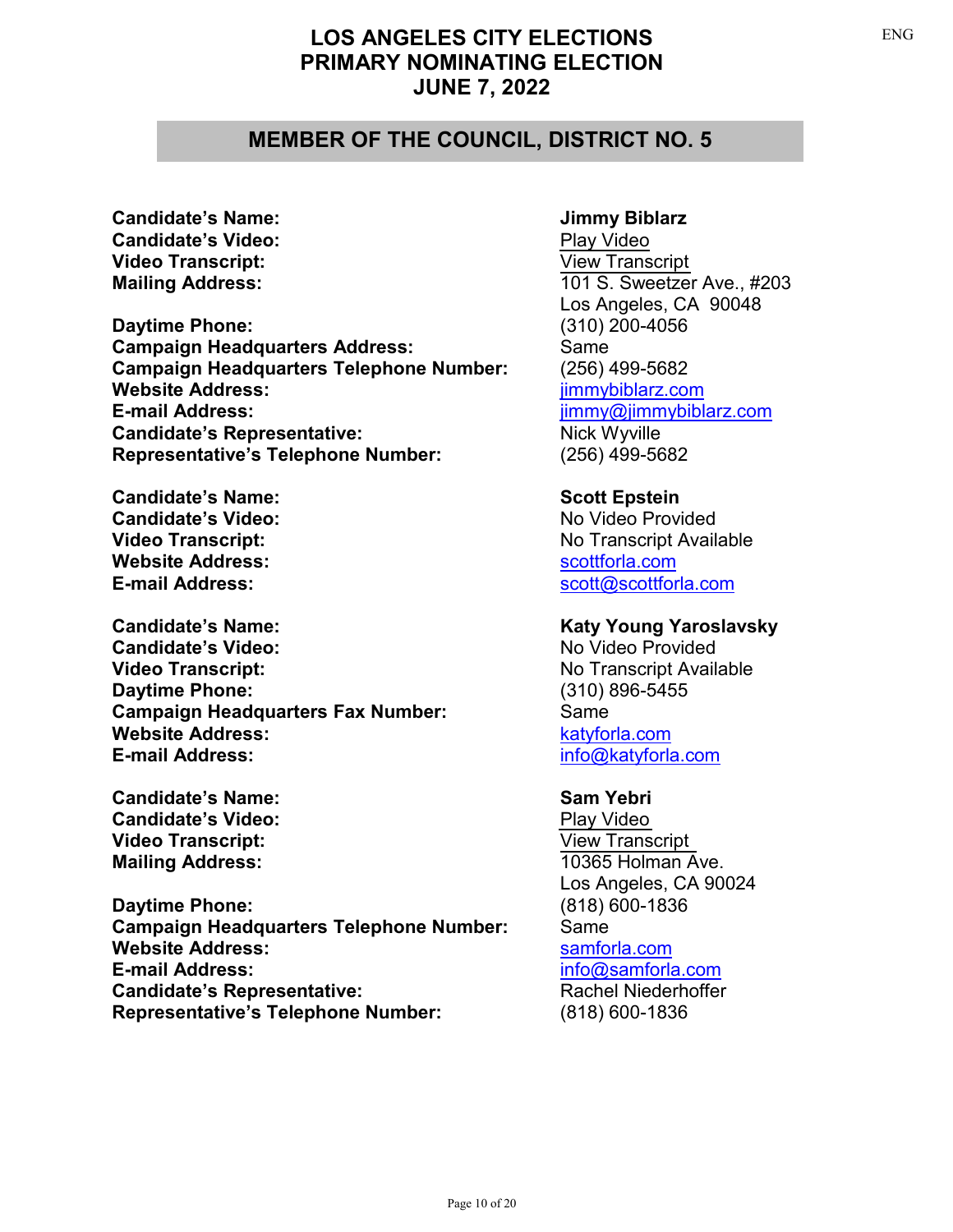# LOS ANGELES CITY ELECTIONS
# PRIMARY NOMINATING ELECTION
# JUNE 7, 2022

## MEMBER OF THE COUNCIL, DISTRICT NO. 5

| | |
|---|---|
| **Candidate's Name:** | **Jimmy Biblarz** |
| **Candidate's Video:** | Play Video |
| **Video Transcript:** | View Transcript |
| **Mailing Address:** | 101 S. Sweetzer Ave., #203<br>Los Angeles, CA 90048 |
| **Daytime Phone:** | (310) 200-4056 |
| **Campaign Headquarters Address:** | Same |
| **Campaign Headquarters Telephone Number:** | (256) 499-5682 |
| **Website Address:** | jimmybiblarz.com |
| **E-mail Address:** | jimmy@jimmybiblarz.com |
| **Candidate's Representative:** | Nick Wyville |
| **Representative's Telephone Number:** | (256) 499-5682 |

| | |
|---|---|
| **Candidate's Name:** | **Scott Epstein** |
| **Candidate's Video:** | No Video Provided |
| **Video Transcript:** | No Transcript Available |
| **Website Address:** | scottforla.com |
| **E-mail Address:** | scott@scottforla.com |

| | |
|---|---|
| **Candidate's Name:** | **Katy Young Yaroslavsky** |
| **Candidate's Video:** | No Video Provided |
| **Video Transcript:** | No Transcript Available |
| **Daytime Phone:** | (310) 896-5455 |
| **Campaign Headquarters Fax Number:** | Same |
| **Website Address:** | katyforla.com |
| **E-mail Address:** | info@katyforla.com |

| | |
|---|---|
| **Candidate's Name:** | **Sam Yebri** |
| **Candidate's Video:** | Play Video |
| **Video Transcript:** | View Transcript |
| **Mailing Address:** | 10365 Holman Ave.<br>Los Angeles, CA 90024 |
| **Daytime Phone:** | (818) 600-1836 |
| **Campaign Headquarters Telephone Number:** | Same |
| **Website Address:** | samforla.com |
| **E-mail Address:** | info@samforla.com |
| **Candidate's Representative:** | Rachel Niederhoffer |
| **Representative's Telephone Number:** | (818) 600-1836 |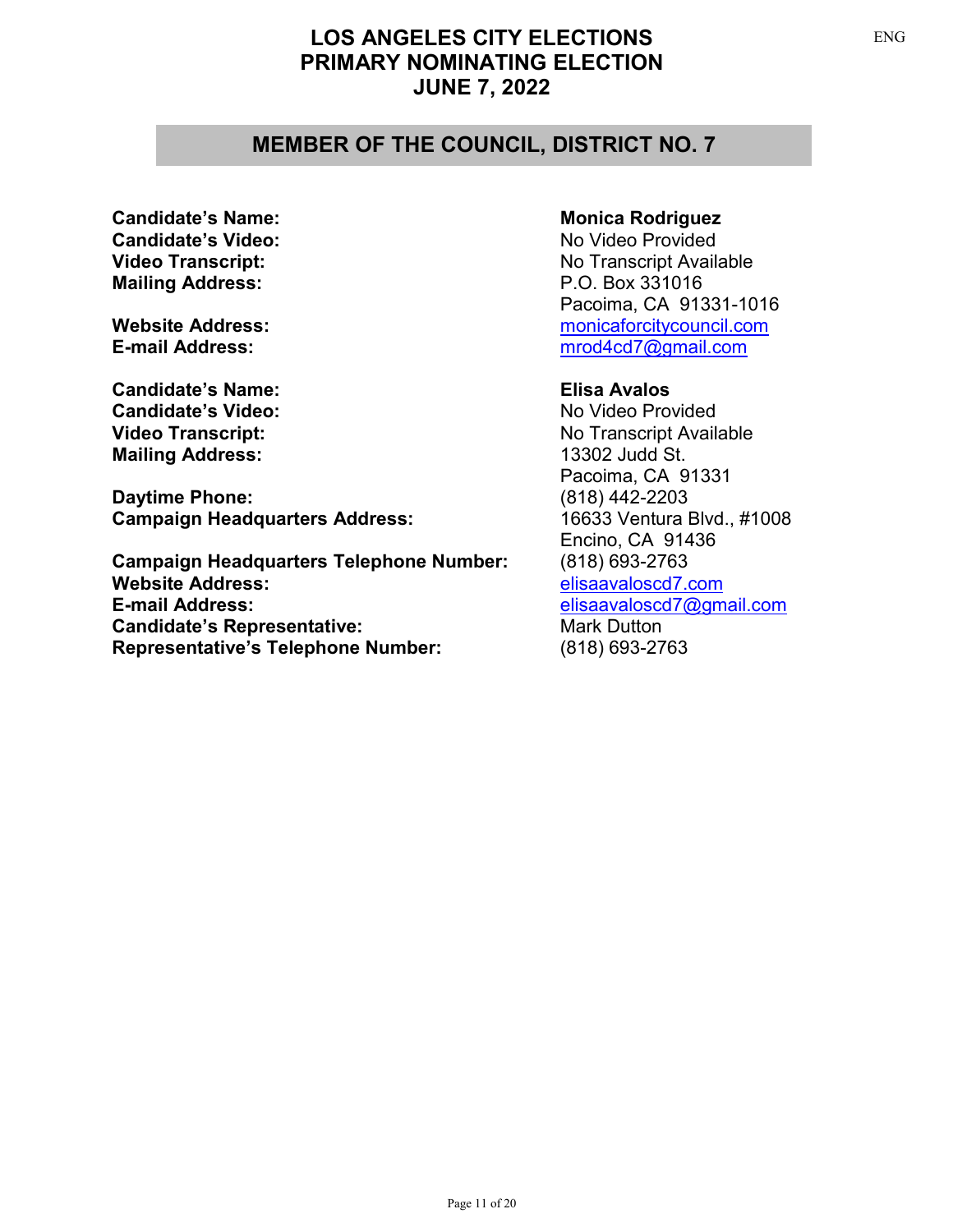# LOS ANGELES CITY ELECTIONS
# PRIMARY NOMINATING ELECTION
# JUNE 7, 2022

## MEMBER OF THE COUNCIL, DISTRICT NO. 7

**Candidate's Name:** **Monica Rodriguez**
**Candidate's Video:** No Video Provided
**Video Transcript:** No Transcript Available
**Mailing Address:** P.O. Box 331016
Pacoima, CA 91331-1016
**Website Address:** monicaforcitycouncil.com
**E-mail Address:** mrod4cd7@gmail.com

**Candidate's Name:** **Elisa Avalos**
**Candidate's Video:** No Video Provided
**Video Transcript:** No Transcript Available
**Mailing Address:** 13302 Judd St.
Pacoima, CA 91331
**Daytime Phone:** (818) 442-2203
**Campaign Headquarters Address:** 16633 Ventura Blvd., #1008
Encino, CA 91436
**Campaign Headquarters Telephone Number:** (818) 693-2763
**Website Address:** elisaavaloscd7.com
**E-mail Address:** elisaavaloscd7@gmail.com
**Candidate's Representative:** Mark Dutton
**Representative's Telephone Number:** (818) 693-2763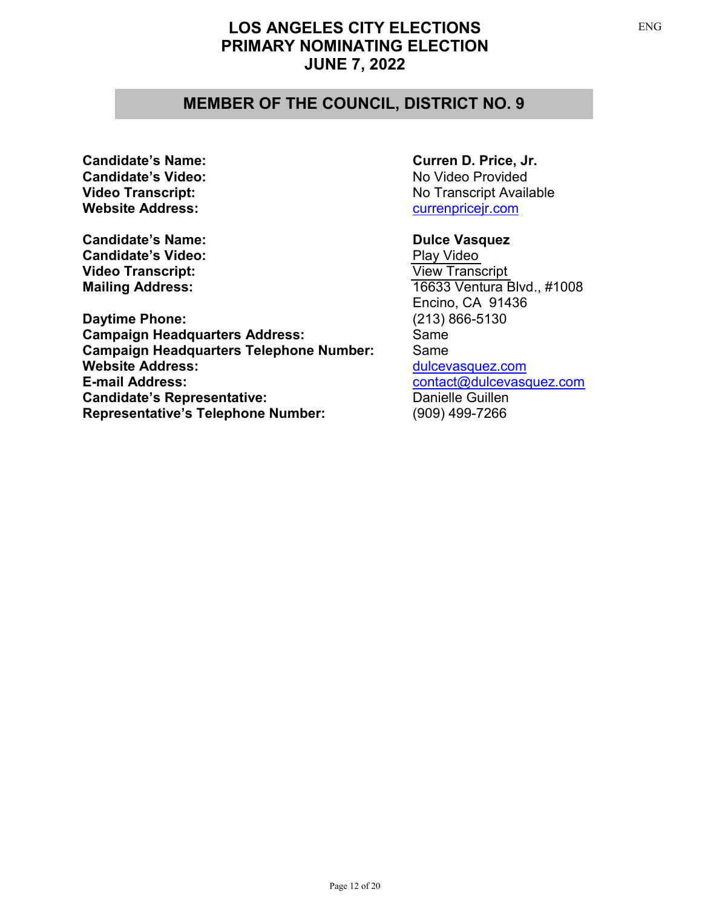# LOS ANGELES CITY ELECTIONS
# PRIMARY NOMINATING ELECTION
# JUNE 7, 2022

## MEMBER OF THE COUNCIL, DISTRICT NO. 9

| | |
|---|---|
| **Candidate's Name:** | **Curren D. Price, Jr.** |
| **Candidate's Video:** | No Video Provided |
| **Video Transcript:** | No Transcript Available |
| **Website Address:** | currenpricejr.com |

| | |
|---|---|
| **Candidate's Name:** | **Dulce Vasquez** |
| **Candidate's Video:** | Play Video |
| **Video Transcript:** | View Transcript |
| **Mailing Address:** | 16633 Ventura Blvd., #1008<br>Encino, CA 91436 |
| **Daytime Phone:** | (213) 866-5130 |
| **Campaign Headquarters Address:** | Same |
| **Campaign Headquarters Telephone Number:** | Same |
| **Website Address:** | dulcevasquez.com |
| **E-mail Address:** | contact@dulcevasquez.com |
| **Candidate's Representative:** | Danielle Guillen |
| **Representative's Telephone Number:** | (909) 499-7266 |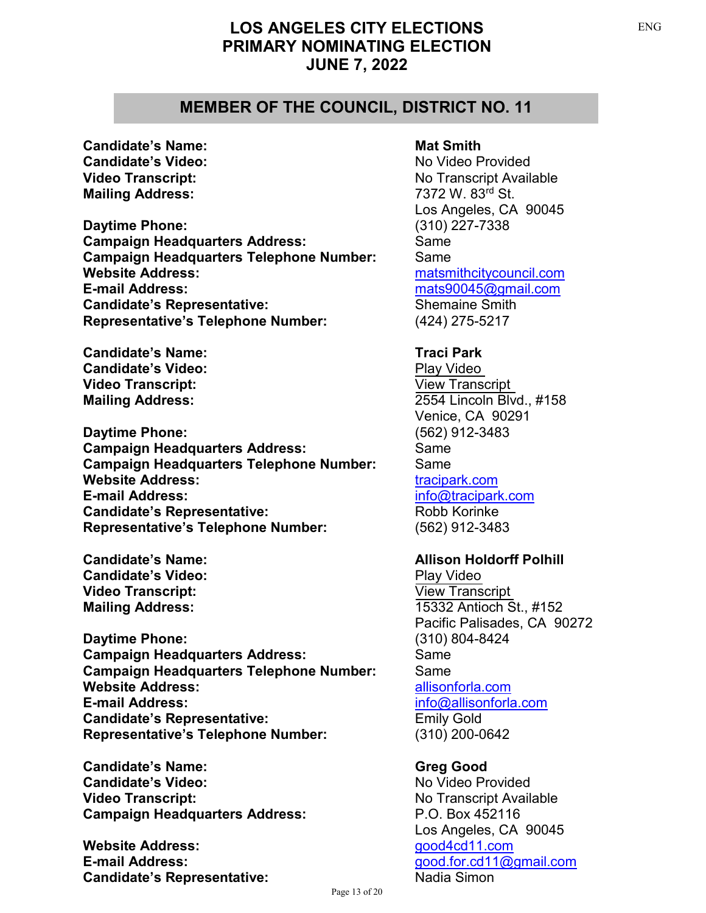# LOS ANGELES CITY ELECTIONS
# PRIMARY NOMINATING ELECTION
# JUNE 7, 2022

## MEMBER OF THE COUNCIL, DISTRICT NO. 11

| | |
|---|---|
| **Candidate's Name:** | **Mat Smith** |
| **Candidate's Video:** | No Video Provided |
| **Video Transcript:** | No Transcript Available |
| **Mailing Address:** | 7372 W. 83rd St.<br>Los Angeles, CA 90045 |
| **Daytime Phone:** | (310) 227-7338 |
| **Campaign Headquarters Address:** | Same |
| **Campaign Headquarters Telephone Number:** | Same |
| **Website Address:** | matsmithcitycouncil.com |
| **E-mail Address:** | mats90045@gmail.com |
| **Candidate's Representative:** | Shemaine Smith |
| **Representative's Telephone Number:** | (424) 275-5217 |

| | |
|---|---|
| **Candidate's Name:** | **Traci Park** |
| **Candidate's Video:** | Play Video |
| **Video Transcript:** | View Transcript |
| **Mailing Address:** | 2554 Lincoln Blvd., #158<br>Venice, CA 90291 |
| **Daytime Phone:** | (562) 912-3483 |
| **Campaign Headquarters Address:** | Same |
| **Campaign Headquarters Telephone Number:** | Same |
| **Website Address:** | tracipark.com |
| **E-mail Address:** | info@tracipark.com |
| **Candidate's Representative:** | Robb Korinke |
| **Representative's Telephone Number:** | (562) 912-3483 |

| | |
|---|---|
| **Candidate's Name:** | **Allison Holdorff Polhill** |
| **Candidate's Video:** | Play Video |
| **Video Transcript:** | View Transcript |
| **Mailing Address:** | 15332 Antioch St., #152<br>Pacific Palisades, CA 90272 |
| **Daytime Phone:** | (310) 804-8424 |
| **Campaign Headquarters Address:** | Same |
| **Campaign Headquarters Telephone Number:** | Same |
| **Website Address:** | allisonforla.com |
| **E-mail Address:** | info@allisonforla.com |
| **Candidate's Representative:** | Emily Gold |
| **Representative's Telephone Number:** | (310) 200-0642 |

| | |
|---|---|
| **Candidate's Name:** | **Greg Good** |
| **Candidate's Video:** | No Video Provided |
| **Video Transcript:** | No Transcript Available |
| **Campaign Headquarters Address:** | P.O. Box 452116<br>Los Angeles, CA 90045 |
| **Website Address:** | good4cd11.com |
| **E-mail Address:** | good.for.cd11@gmail.com |
| **Candidate's Representative:** | Nadia Simon |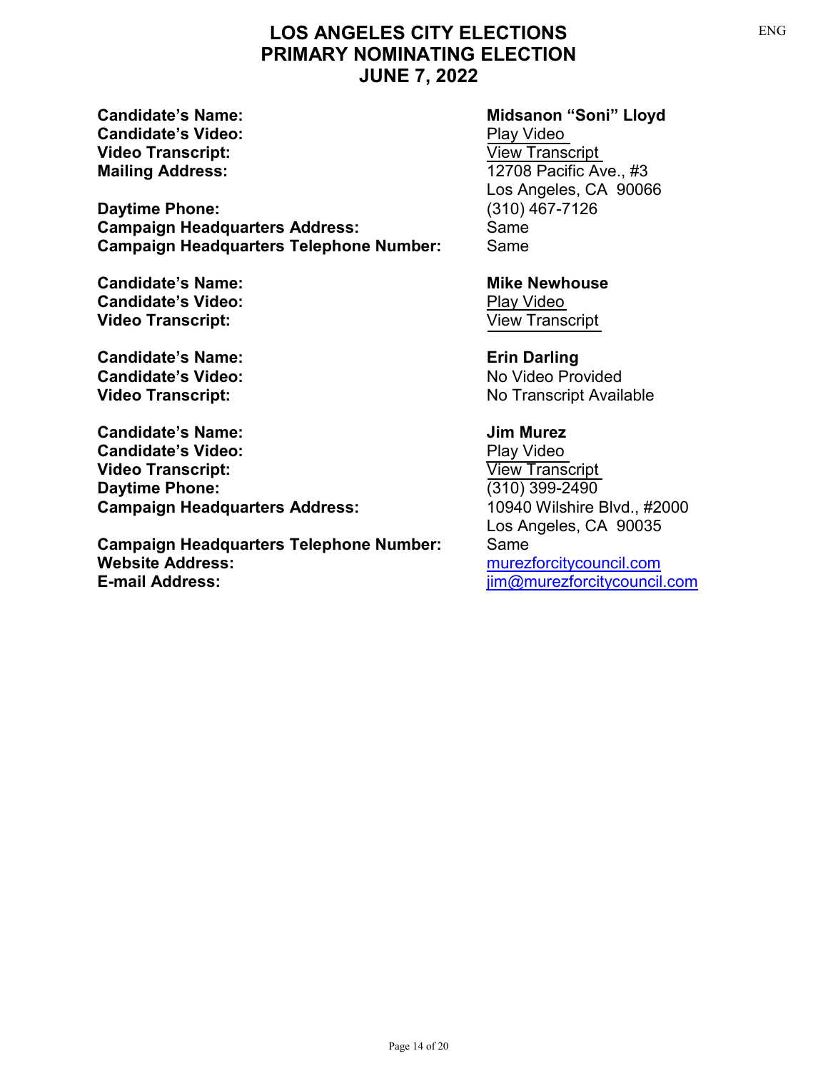# LOS ANGELES CITY ELECTIONS
# PRIMARY NOMINATING ELECTION
# JUNE 7, 2022

ENG

**Candidate's Name:** **Midsanon "Soni" Lloyd**
**Candidate's Video:** Play Video
**Video Transcript:** View Transcript
**Mailing Address:** 12708 Pacific Ave., #3
Los Angeles, CA 90066
**Daytime Phone:** (310) 467-7126
**Campaign Headquarters Address:** Same
**Campaign Headquarters Telephone Number:** Same

**Candidate's Name:** **Mike Newhouse**
**Candidate's Video:** Play Video
**Video Transcript:** View Transcript

**Candidate's Name:** **Erin Darling**
**Candidate's Video:** No Video Provided
**Video Transcript:** No Transcript Available

**Candidate's Name:** **Jim Murez**
**Candidate's Video:** Play Video
**Video Transcript:** View Transcript
**Daytime Phone:** (310) 399-2490
**Campaign Headquarters Address:** 10940 Wilshire Blvd., #2000
Los Angeles, CA 90035
**Campaign Headquarters Telephone Number:** Same
**Website Address:** murezforcitycouncil.com
**E-mail Address:** jim@murezforcitycouncil.com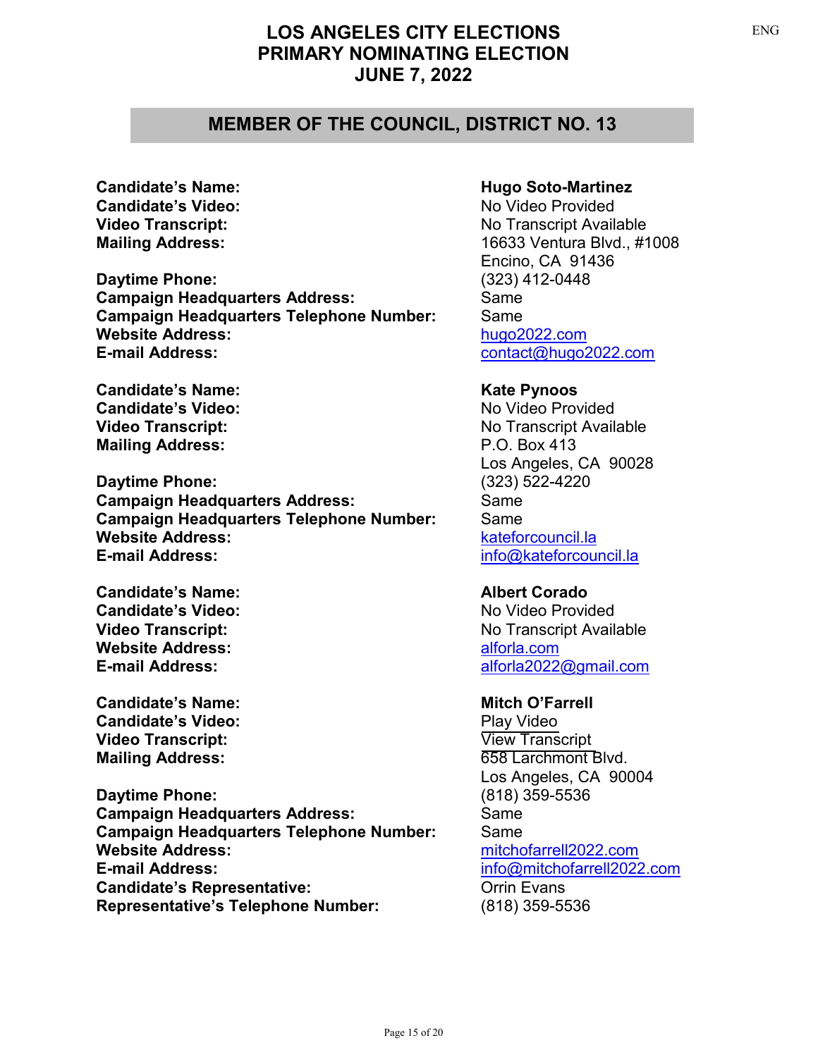# LOS ANGELES CITY ELECTIONS
# PRIMARY NOMINATING ELECTION
# JUNE 7, 2022

## MEMBER OF THE COUNCIL, DISTRICT NO. 13

| | |
|---|---|
| **Candidate's Name:** | **Hugo Soto-Martinez** |
| **Candidate's Video:** | No Video Provided |
| **Video Transcript:** | No Transcript Available |
| **Mailing Address:** | 16633 Ventura Blvd., #1008<br>Encino, CA 91436 |
| **Daytime Phone:** | (323) 412-0448 |
| **Campaign Headquarters Address:** | Same |
| **Campaign Headquarters Telephone Number:** | Same |
| **Website Address:** | hugo2022.com |
| **E-mail Address:** | contact@hugo2022.com |

| | |
|---|---|
| **Candidate's Name:** | **Kate Pynoos** |
| **Candidate's Video:** | No Video Provided |
| **Video Transcript:** | No Transcript Available |
| **Mailing Address:** | P.O. Box 413<br>Los Angeles, CA 90028 |
| **Daytime Phone:** | (323) 522-4220 |
| **Campaign Headquarters Address:** | Same |
| **Campaign Headquarters Telephone Number:** | Same |
| **Website Address:** | kateforcouncil.la |
| **E-mail Address:** | info@kateforcouncil.la |

| | |
|---|---|
| **Candidate's Name:** | **Albert Corado** |
| **Candidate's Video:** | No Video Provided |
| **Video Transcript:** | No Transcript Available |
| **Website Address:** | alforla.com |
| **E-mail Address:** | alforla2022@gmail.com |

| | |
|---|---|
| **Candidate's Name:** | **Mitch O'Farrell** |
| **Candidate's Video:** | Play Video |
| **Video Transcript:** | View Transcript |
| **Mailing Address:** | 658 Larchmont Blvd.<br>Los Angeles, CA 90004 |
| **Daytime Phone:** | (818) 359-5536 |
| **Campaign Headquarters Address:** | Same |
| **Campaign Headquarters Telephone Number:** | Same |
| **Website Address:** | mitchofarrell2022.com |
| **E-mail Address:** | info@mitchofarrell2022.com |
| **Candidate's Representative:** | Orrin Evans |
| **Representative's Telephone Number:** | (818) 359-5536 |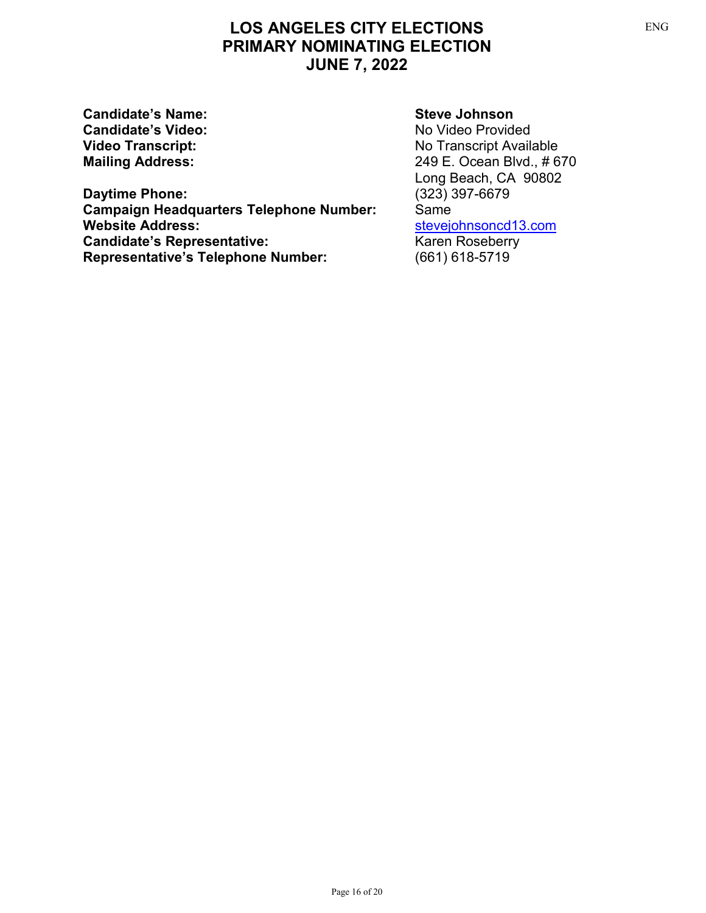# LOS ANGELES CITY ELECTIONS
# PRIMARY NOMINATING ELECTION
# JUNE 7, 2022

ENG

| | |
|---|---|
| **Candidate's Name:** | **Steve Johnson** |
| **Candidate's Video:** | No Video Provided |
| **Video Transcript:** | No Transcript Available |
| **Mailing Address:** | 249 E. Ocean Blvd., # 670<br>Long Beach, CA 90802 |
| **Daytime Phone:** | (323) 397-6679 |
| **Campaign Headquarters Telephone Number:** | Same |
| **Website Address:** | stevejohnsoncd13.com |
| **Candidate's Representative:** | Karen Roseberry |
| **Representative's Telephone Number:** | (661) 618-5719 |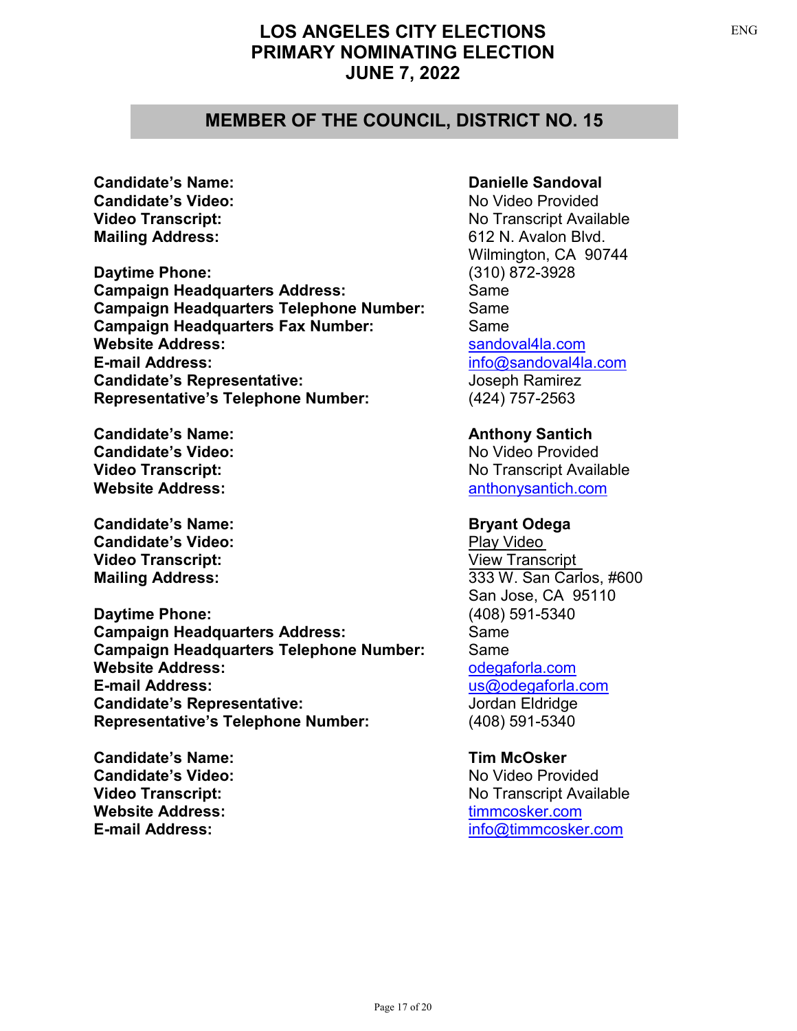# LOS ANGELES CITY ELECTIONS
# PRIMARY NOMINATING ELECTION
# JUNE 7, 2022

## MEMBER OF THE COUNCIL, DISTRICT NO. 15

| | |
|---|---|
| **Candidate's Name:** | **Danielle Sandoval** |
| **Candidate's Video:** | No Video Provided |
| **Video Transcript:** | No Transcript Available |
| **Mailing Address:** | 612 N. Avalon Blvd.<br>Wilmington, CA 90744 |
| **Daytime Phone:** | (310) 872-3928 |
| **Campaign Headquarters Address:** | Same |
| **Campaign Headquarters Telephone Number:** | Same |
| **Campaign Headquarters Fax Number:** | Same |
| **Website Address:** | sandoval4la.com |
| **E-mail Address:** | info@sandoval4la.com |
| **Candidate's Representative:** | Joseph Ramirez |
| **Representative's Telephone Number:** | (424) 757-2563 |

| | |
|---|---|
| **Candidate's Name:** | **Anthony Santich** |
| **Candidate's Video:** | No Video Provided |
| **Video Transcript:** | No Transcript Available |
| **Website Address:** | anthonysantich.com |

| | |
|---|---|
| **Candidate's Name:** | **Bryant Odega** |
| **Candidate's Video:** | Play Video |
| **Video Transcript:** | View Transcript |
| **Mailing Address:** | 333 W. San Carlos, #600<br>San Jose, CA 95110 |
| **Daytime Phone:** | (408) 591-5340 |
| **Campaign Headquarters Address:** | Same |
| **Campaign Headquarters Telephone Number:** | Same |
| **Website Address:** | odegaforla.com |
| **E-mail Address:** | us@odegaforla.com |
| **Candidate's Representative:** | Jordan Eldridge |
| **Representative's Telephone Number:** | (408) 591-5340 |

| | |
|---|---|
| **Candidate's Name:** | **Tim McOsker** |
| **Candidate's Video:** | No Video Provided |
| **Video Transcript:** | No Transcript Available |
| **Website Address:** | timmcosker.com |
| **E-mail Address:** | info@timmcosker.com |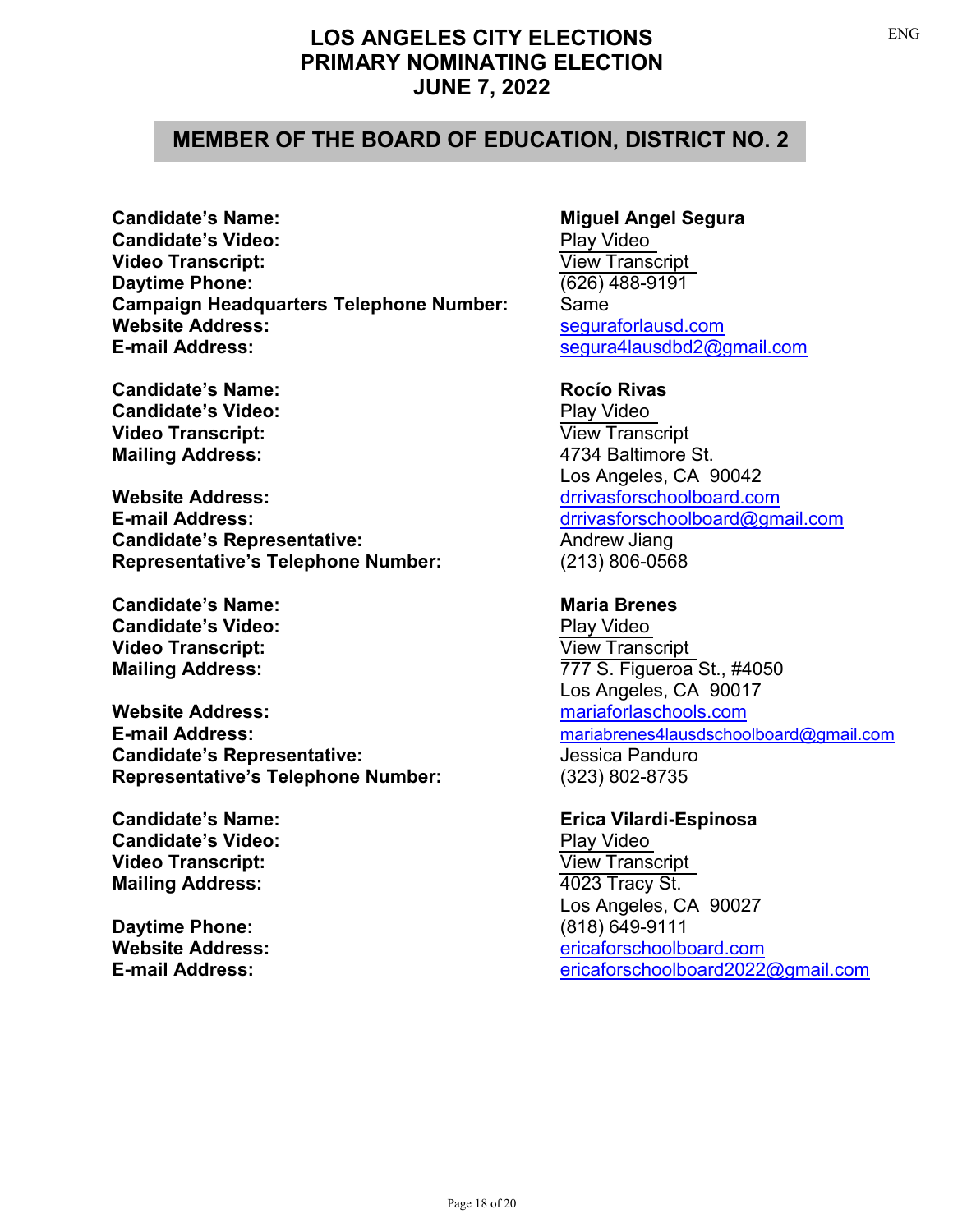# LOS ANGELES CITY ELECTIONS
# PRIMARY NOMINATING ELECTION
# JUNE 7, 2022

## MEMBER OF THE BOARD OF EDUCATION, DISTRICT NO. 2

**Candidate's Name:** **Miguel Angel Segura**
**Candidate's Video:** Play Video
**Video Transcript:** View Transcript
**Daytime Phone:** (626) 488-9191
**Campaign Headquarters Telephone Number:** Same
**Website Address:** seguraforlausd.com
**E-mail Address:** segura4lausdbd2@gmail.com

**Candidate's Name:** **Rocío Rivas**
**Candidate's Video:** Play Video
**Video Transcript:** View Transcript
**Mailing Address:** 4734 Baltimore St.
Los Angeles, CA 90042
**Website Address:** drrivasforschoolboard.com
**E-mail Address:** drrivasforschoolboard@gmail.com
**Candidate's Representative:** Andrew Jiang
**Representative's Telephone Number:** (213) 806-0568

**Candidate's Name:** **Maria Brenes**
**Candidate's Video:** Play Video
**Video Transcript:** View Transcript
**Mailing Address:** 777 S. Figueroa St., #4050
Los Angeles, CA 90017
**Website Address:** mariaforlaschools.com
**E-mail Address:** mariabrenes4lausdschoolboard@gmail.com
**Candidate's Representative:** Jessica Panduro
**Representative's Telephone Number:** (323) 802-8735

**Candidate's Name:** **Erica Vilardi-Espinosa**
**Candidate's Video:** Play Video
**Video Transcript:** View Transcript
**Mailing Address:** 4023 Tracy St.
Los Angeles, CA 90027
**Daytime Phone:** (818) 649-9111
**Website Address:** ericaforschoolboard.com
**E-mail Address:** ericaforschoolboard2022@gmail.com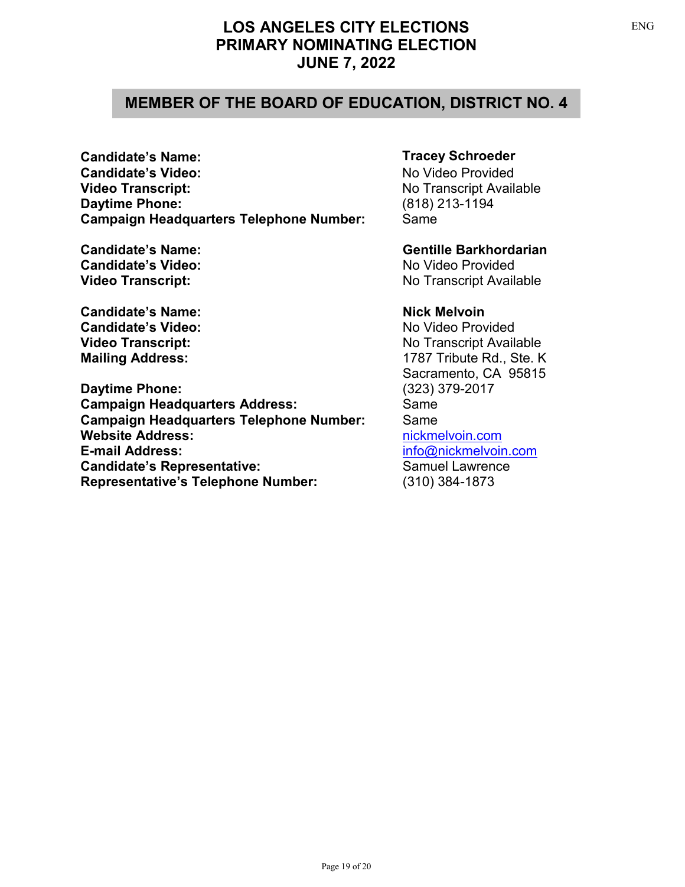# LOS ANGELES CITY ELECTIONS
# PRIMARY NOMINATING ELECTION
# JUNE 7, 2022

## MEMBER OF THE BOARD OF EDUCATION, DISTRICT NO. 4

| | |
|---|---|
| **Candidate's Name:** | **Tracey Schroeder** |
| **Candidate's Video:** | No Video Provided |
| **Video Transcript:** | No Transcript Available |
| **Daytime Phone:** | (818) 213-1194 |
| **Campaign Headquarters Telephone Number:** | Same |

| | |
|---|---|
| **Candidate's Name:** | **Gentille Barkhordarian** |
| **Candidate's Video:** | No Video Provided |
| **Video Transcript:** | No Transcript Available |

| | |
|---|---|
| **Candidate's Name:** | **Nick Melvoin** |
| **Candidate's Video:** | No Video Provided |
| **Video Transcript:** | No Transcript Available |
| **Mailing Address:** | 1787 Tribute Rd., Ste. K<br>Sacramento, CA 95815 |
| **Daytime Phone:** | (323) 379-2017 |
| **Campaign Headquarters Address:** | Same |
| **Campaign Headquarters Telephone Number:** | Same |
| **Website Address:** | nickmelvoin.com |
| **E-mail Address:** | info@nickmelvoin.com |
| **Candidate's Representative:** | Samuel Lawrence |
| **Representative's Telephone Number:** | (310) 384-1873 |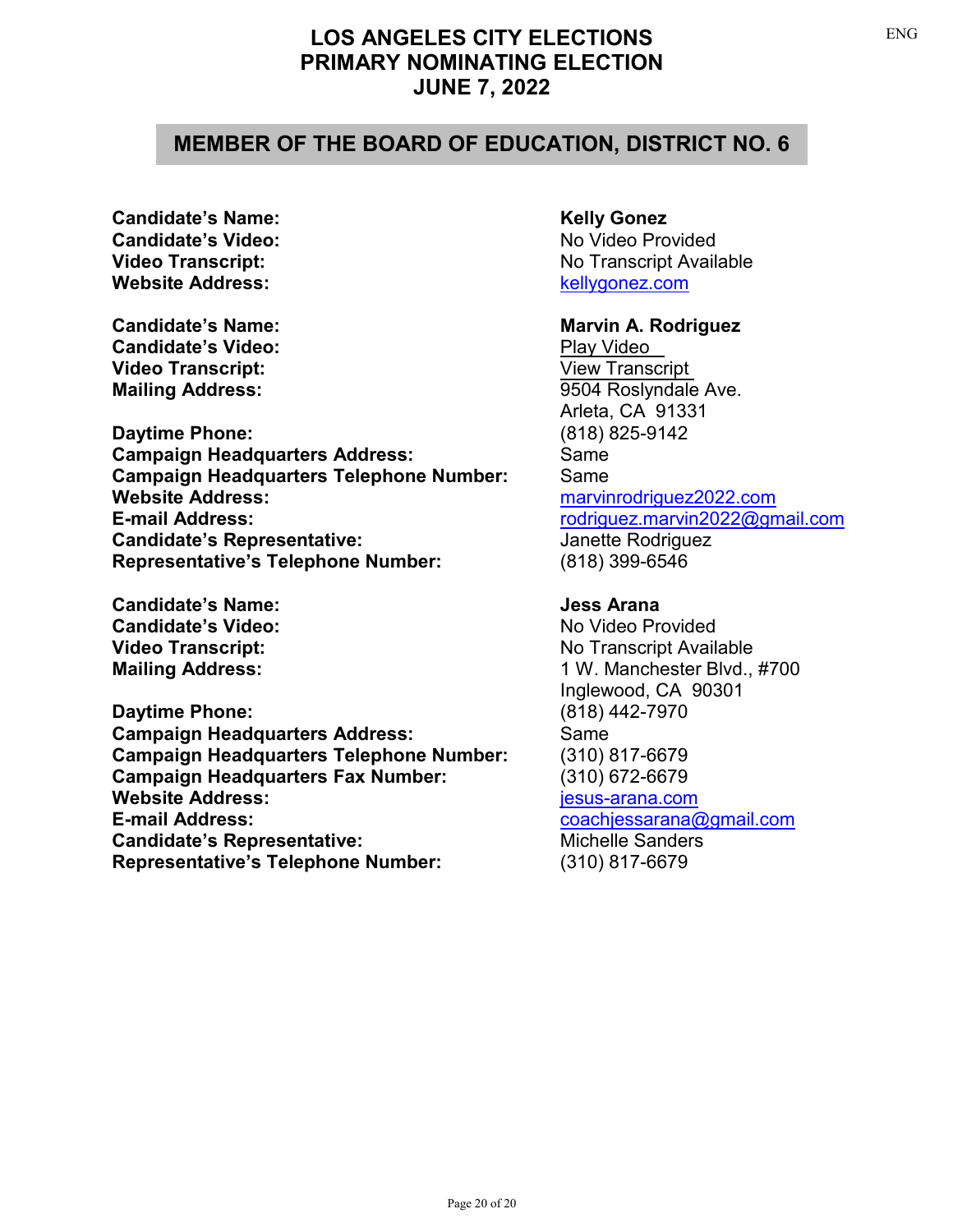# LOS ANGELES CITY ELECTIONS
# PRIMARY NOMINATING ELECTION
# JUNE 7, 2022

## MEMBER OF THE BOARD OF EDUCATION, DISTRICT NO. 6

| | |
|---|---|
| **Candidate's Name:** | **Kelly Gonez** |
| **Candidate's Video:** | No Video Provided |
| **Video Transcript:** | No Transcript Available |
| **Website Address:** | kellygonez.com |

| | |
|---|---|
| **Candidate's Name:** | **Marvin A. Rodriguez** |
| **Candidate's Video:** | Play Video |
| **Video Transcript:** | View Transcript |
| **Mailing Address:** | 9504 Roslyndale Ave.<br>Arleta, CA 91331 |
| **Daytime Phone:** | (818) 825-9142 |
| **Campaign Headquarters Address:** | Same |
| **Campaign Headquarters Telephone Number:** | Same |
| **Website Address:** | marvinrodriguez2022.com |
| **E-mail Address:** | rodriguez.marvin2022@gmail.com |
| **Candidate's Representative:** | Janette Rodriguez |
| **Representative's Telephone Number:** | (818) 399-6546 |

| | |
|---|---|
| **Candidate's Name:** | **Jess Arana** |
| **Candidate's Video:** | No Video Provided |
| **Video Transcript:** | No Transcript Available |
| **Mailing Address:** | 1 W. Manchester Blvd., #700<br>Inglewood, CA 90301 |
| **Daytime Phone:** | (818) 442-7970 |
| **Campaign Headquarters Address:** | Same |
| **Campaign Headquarters Telephone Number:** | (310) 817-6679 |
| **Campaign Headquarters Fax Number:** | (310) 672-6679 |
| **Website Address:** | jesus-arana.com |
| **E-mail Address:** | coachjessarana@gmail.com |
| **Candidate's Representative:** | Michelle Sanders |
| **Representative's Telephone Number:** | (310) 817-6679 |